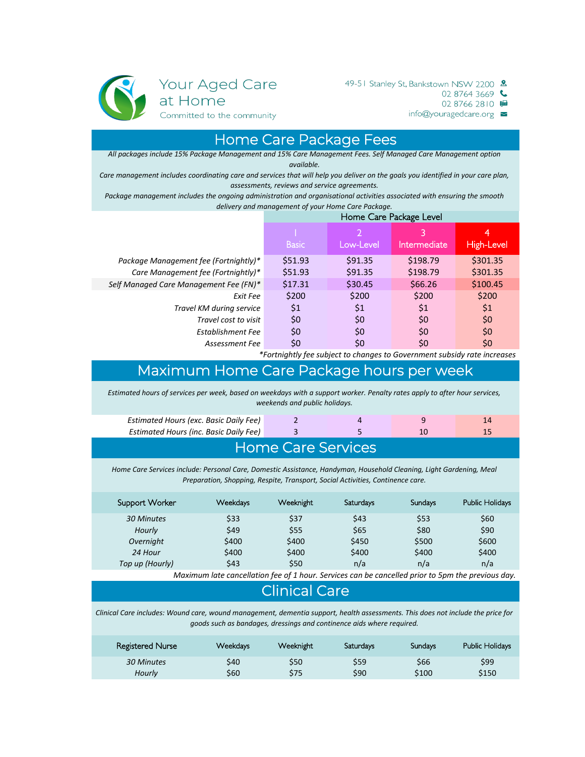Your Aged Care at Home

Committed to the community

49-51 Stanley St, Bankstown NSW 2200
02 8764 3669
02 8766 2810
info@youragedcare.org

# Home Care Package Fees

*All packages include 15% Package Management and 15% Care Management Fees. Self Managed Care Management option available.*

*Care management includes coordinating care and services that will help you deliver on the goals you identified in your care plan, assessments, reviews and service agreements.*

*Package management includes the ongoing administration and organisational activities associated with ensuring the smooth delivery and management of your Home Care Package.*

| | Home Care Package Level | | | |
|---|---|---|---|---|
| | 1 Basic | 2 Low-Level | 3 Intermediate | 4 High-Level |
| *Package Management fee (Fortnightly)** | $51.93 | $91.35 | $198.79 | $301.35 |
| *Care Management fee (Fortnightly)** | $51.93 | $91.35 | $198.79 | $301.35 |
| *Self Managed Care Management Fee (FN)** | $17.31 | $30.45 | $66.26 | $100.45 |
| *Exit Fee* | $200 | $200 | $200 | $200 |
| *Travel KM during service* | $1 | $1 | $1 | $1 |
| *Travel cost to visit* | $0 | $0 | $0 | $0 |
| *Establishment Fee* | $0 | $0 | $0 | $0 |
| *Assessment Fee* | $0 | $0 | $0 | $0 |

**Fortnightly fee subject to changes to Government subsidy rate increases*

# Maximum Home Care Package hours per week

*Estimated hours of services per week, based on weekdays with a support worker. Penalty rates apply to after hour services, weekends and public holidays.*

| | 1 Basic | 2 Low-Level | 3 Intermediate | 4 High-Level |
|---|---|---|---|---|
| *Estimated Hours (exc. Basic Daily Fee)* | 2 | 4 | 9 | 14 |
| *Estimated Hours (inc. Basic Daily Fee)* | 3 | 5 | 10 | 15 |

# Home Care Services

*Home Care Services include: Personal Care, Domestic Assistance, Handyman, Household Cleaning, Light Gardening, Meal Preparation, Shopping, Respite, Transport, Social Activities, Continence care.*

| Support Worker | Weekdays | Weeknight | Saturdays | Sundays | Public Holidays |
|---|---|---|---|---|---|
| *30 Minutes* | $33 | $37 | $43 | $53 | $60 |
| *Hourly* | $49 | $55 | $65 | $80 | $90 |
| *Overnight* | $400 | $400 | $450 | $500 | $600 |
| *24 Hour* | $400 | $400 | $400 | $400 | $400 |
| *Top up (Hourly)* | $43 | $50 | n/a | n/a | n/a |

*Maximum late cancellation fee of 1 hour. Services can be cancelled prior to 5pm the previous day.*

# Clinical Care

*Clinical Care includes: Wound care, wound management, dementia support, health assessments. This does not include the price for goods such as bandages, dressings and continence aids where required.*

| Registered Nurse | Weekdays | Weeknight | Saturdays | Sundays | Public Holidays |
|---|---|---|---|---|---|
| *30 Minutes* | $40 | $50 | $59 | $66 | $99 |
| *Hourly* | $60 | $75 | $90 | $100 | $150 |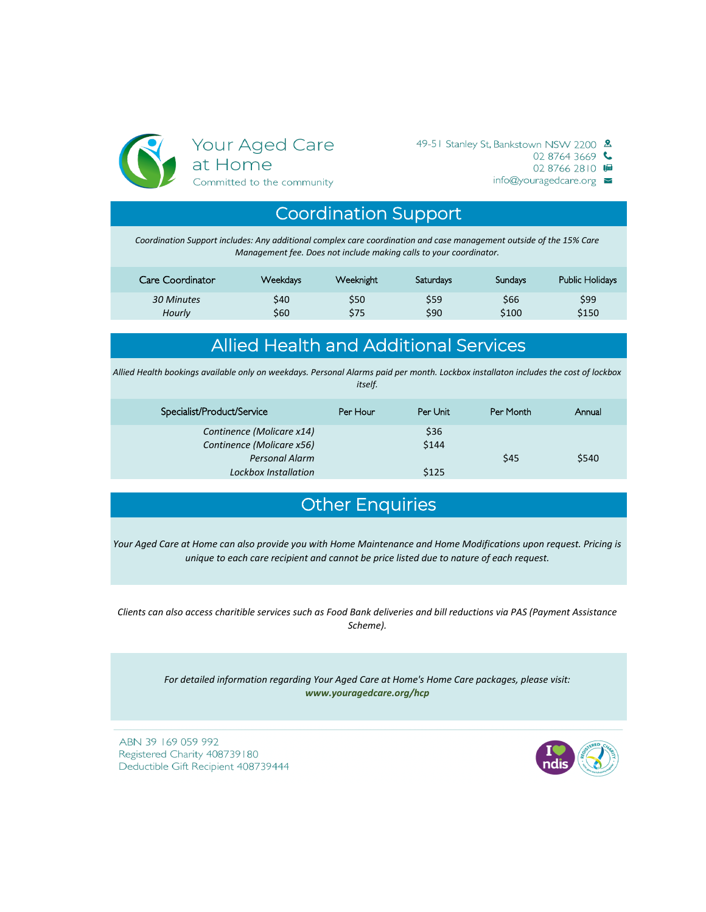Your Aged Care at Home

Committed to the community

49-51 Stanley St, Bankstown NSW 2200
02 8764 3669
02 8766 2810
info@youragedcare.org

## Coordination Support

*Coordination Support includes: Any additional complex care coordination and case management outside of the 15% Care Management fee. Does not include making calls to your coordinator.*

| Care Coordinator | Weekdays | Weeknight | Saturdays | Sundays | Public Holidays |
|---|---|---|---|---|---|
| *30 Minutes* | $40 | $50 | $59 | $66 | $99 |
| *Hourly* | $60 | $75 | $90 | $100 | $150 |

## Allied Health and Additional Services

*Allied Health bookings available only on weekdays. Personal Alarms paid per month. Lockbox installaton includes the cost of lockbox itself.*

| Specialist/Product/Service | Per Hour | Per Unit | Per Month | Annual |
|---|---|---|---|---|
| *Continence (Molicare x14)* | | $36 | | |
| *Continence (Molicare x56)* | | $144 | | |
| *Personal Alarm* | | | $45 | $540 |
| *Lockbox Installation* | | $125 | | |

## Other Enquiries

*Your Aged Care at Home can also provide you with Home Maintenance and Home Modifications upon request. Pricing is unique to each care recipient and cannot be price listed due to nature of each request.*

*Clients can also access charitible services such as Food Bank deliveries and bill reductions via PAS (Payment Assistance Scheme).*

*For detailed information regarding Your Aged Care at Home's Home Care packages, please visit:*
***www.youragedcare.org/hcp***

ABN 39 169 059 992
Registered Charity 408739180
Deductible Gift Recipient 408739444